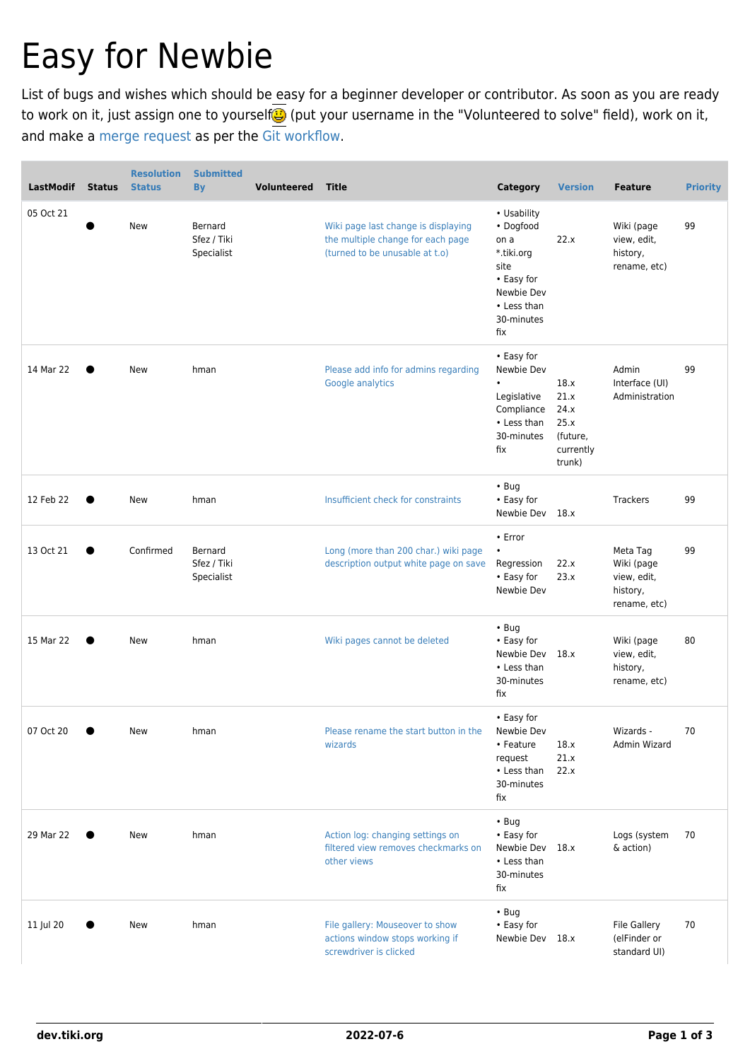# Easy for Newbie

List of bugs and wishes which should be easy for a beginner developer or contributor. As soon as you are ready to work on it, just assign one to yourself (put your username in the "Volunteered to solve" field), work on it, and make a merge request as per the Git workflow.

| LastModif | Status | Resolution Status | Submitted By | Volunteered | Title | Category | Version | Feature | Priority |
|---|---|---|---|---|---|---|---|---|---|
| 05 Oct 21 | ● | New | Bernard Sfez / Tiki Specialist | | Wiki page last change is displaying the multiple change for each page (turned to be unusable at t.o) | • Usability • Dogfood on a *.tiki.org site • Easy for Newbie Dev • Less than 30-minutes fix | 22.x | Wiki (page view, edit, history, rename, etc) | 99 |
| 14 Mar 22 | ● | New | hman | | Please add info for admins regarding Google analytics | • Easy for Newbie Dev • Legislative Compliance • Less than 30-minutes fix | 18.x 21.x 24.x 25.x (future, currently trunk) | Admin Interface (UI) Administration | 99 |
| 12 Feb 22 | ● | New | hman | | Insufficient check for constraints | • Bug • Easy for Newbie Dev | 18.x | Trackers | 99 |
| 13 Oct 21 | ● | Confirmed | Bernard Sfez / Tiki Specialist | | Long (more than 200 char.) wiki page description output white page on save | • Error • Regression • Easy for Newbie Dev | 22.x 23.x | Meta Tag Wiki (page view, edit, history, rename, etc) | 99 |
| 15 Mar 22 | ● | New | hman | | Wiki pages cannot be deleted | • Bug • Easy for Newbie Dev • Less than 30-minutes fix | 18.x | Wiki (page view, edit, history, rename, etc) | 80 |
| 07 Oct 20 | ● | New | hman | | Please rename the start button in the wizards | • Easy for Newbie Dev • Feature request • Less than 30-minutes fix | 18.x 21.x 22.x | Wizards - Admin Wizard | 70 |
| 29 Mar 22 | ● | New | hman | | Action log: changing settings on filtered view removes checkmarks on other views | • Bug • Easy for Newbie Dev • Less than 30-minutes fix | 18.x | Logs (system & action) | 70 |
| 11 Jul 20 | ● | New | hman | | File gallery: Mouseover to show actions window stops working if screwdriver is clicked | • Bug • Easy for Newbie Dev | 18.x | File Gallery (elFinder or standard UI) | 70 |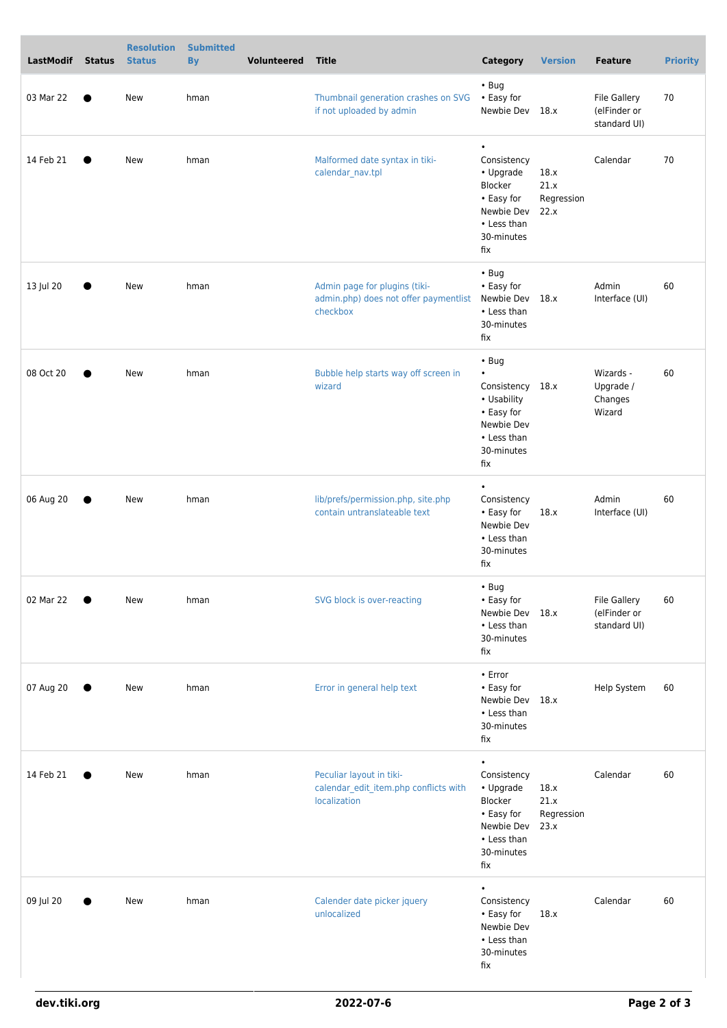| LastModif | Status | Resolution Status | Submitted By | Volunteered | Title | Category | Version | Feature | Priority |
|---|---|---|---|---|---|---|---|---|---|
| 03 Mar 22 | ● | New | hman | | Thumbnail generation crashes on SVG if not uploaded by admin | • Bug • Easy for Newbie Dev | 18.x | File Gallery (elFinder or standard UI) | 70 |
| 14 Feb 21 | ● | New | hman | | Malformed date syntax in tiki-calendar_nav.tpl | • Consistency • Upgrade Blocker • Easy for Newbie Dev • Less than 30-minutes fix | 18.x 21.x Regression 22.x | Calendar | 70 |
| 13 Jul 20 | ● | New | hman | | Admin page for plugins (tiki-admin.php) does not offer paymentlist checkbox | • Bug • Easy for Newbie Dev • Less than 30-minutes fix | 18.x | Admin Interface (UI) | 60 |
| 08 Oct 20 | ● | New | hman | | Bubble help starts way off screen in wizard | • Bug • Consistency • Usability • Easy for Newbie Dev • Less than 30-minutes fix | 18.x | Wizards - Upgrade / Changes Wizard | 60 |
| 06 Aug 20 | ● | New | hman | | lib/prefs/permission.php, site.php contain untranslateable text | • Consistency • Easy for Newbie Dev • Less than 30-minutes fix | 18.x | Admin Interface (UI) | 60 |
| 02 Mar 22 | ● | New | hman | | SVG block is over-reacting | • Bug • Easy for Newbie Dev • Less than 30-minutes fix | 18.x | File Gallery (elFinder or standard UI) | 60 |
| 07 Aug 20 | ● | New | hman | | Error in general help text | • Error • Easy for Newbie Dev • Less than 30-minutes fix | 18.x | Help System | 60 |
| 14 Feb 21 | ● | New | hman | | Peculiar layout in tiki-calendar_edit_item.php conflicts with localization | • Consistency • Upgrade Blocker • Easy for Newbie Dev • Less than 30-minutes fix | 18.x 21.x Regression 23.x | Calendar | 60 |
| 09 Jul 20 | ● | New | hman | | Calender date picker jquery unlocalized | • Consistency • Easy for Newbie Dev • Less than 30-minutes fix | 18.x | Calendar | 60 |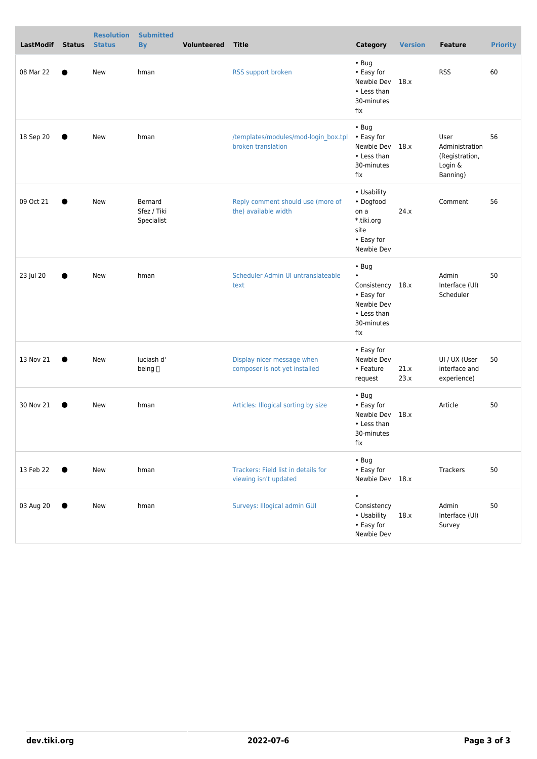| LastModif | Status | Resolution Status | Submitted By | Volunteered | Title | Category | Version | Feature | Priority |
|---|---|---|---|---|---|---|---|---|---|
| 08 Mar 22 | ● | New | hman | | RSS support broken | • Bug • Easy for Newbie Dev • Less than 30-minutes fix | 18.x | RSS | 60 |
| 18 Sep 20 | ● | New | hman | | /templates/modules/mod-login_box.tpl broken translation | • Bug • Easy for Newbie Dev • Less than 30-minutes fix | 18.x | User Administration (Registration, Login & Banning) | 56 |
| 09 Oct 21 | ● | New | Bernard Sfez / Tiki Specialist | | Reply comment should use (more of the) available width | • Usability • Dogfood on a *.tiki.org site • Easy for Newbie Dev | 24.x | Comment | 56 |
| 23 Jul 20 | ● | New | hman | | Scheduler Admin UI untranslateable text | • Bug • Consistency • Easy for Newbie Dev • Less than 30-minutes fix | 18.x | Admin Interface (UI) Scheduler | 50 |
| 13 Nov 21 | ● | New | luciash d' being 🏳 | | Display nicer message when composer is not yet installed | • Easy for Newbie Dev • Feature request | 21.x 23.x | UI / UX (User interface and experience) | 50 |
| 30 Nov 21 | ● | New | hman | | Articles: Illogical sorting by size | • Bug • Easy for Newbie Dev • Less than 30-minutes fix | 18.x | Article | 50 |
| 13 Feb 22 | ● | New | hman | | Trackers: Field list in details for viewing isn't updated | • Bug • Easy for Newbie Dev | 18.x | Trackers | 50 |
| 03 Aug 20 | ● | New | hman | | Surveys: Illogical admin GUI | • Consistency • Usability • Easy for Newbie Dev | 18.x | Admin Interface (UI) Survey | 50 |